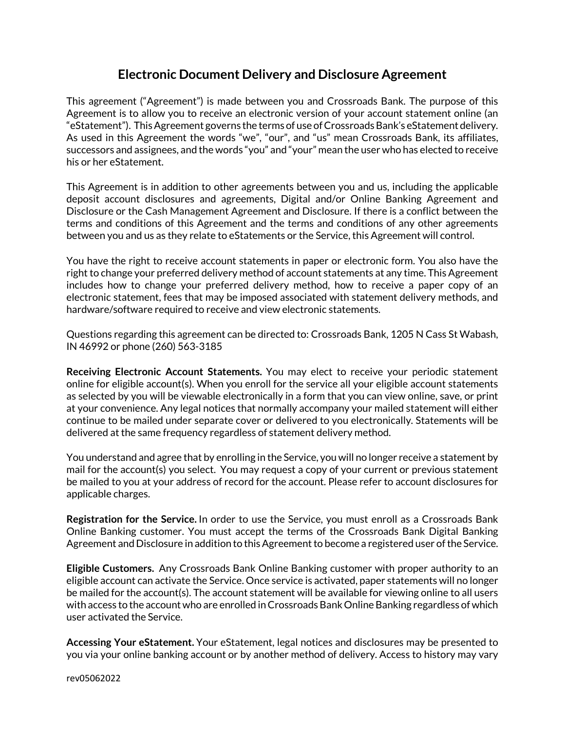# Electronic Document Delivery and Disclosure Agreement

This agreement ("Agreement") is made between you and Crossroads Bank. The purpose of this Agreement is to allow you to receive an electronic version of your account statement online (an "eStatement"). This Agreement governs the terms of use of Crossroads Bank's eStatement delivery. As used in this Agreement the words "we", "our", and "us" mean Crossroads Bank, its affiliates, successors and assignees, and the words "you" and "your" mean the user who has elected to receive his or her eStatement.

This Agreement is in addition to other agreements between you and us, including the applicable deposit account disclosures and agreements, Digital and/or Online Banking Agreement and Disclosure or the Cash Management Agreement and Disclosure. If there is a conflict between the terms and conditions of this Agreement and the terms and conditions of any other agreements between you and us as they relate to eStatements or the Service, this Agreement will control.

You have the right to receive account statements in paper or electronic form. You also have the right to change your preferred delivery method of account statements at any time. This Agreement includes how to change your preferred delivery method, how to receive a paper copy of an electronic statement, fees that may be imposed associated with statement delivery methods, and hardware/software required to receive and view electronic statements.

Questions regarding this agreement can be directed to: Crossroads Bank, 1205 N Cass St Wabash, IN 46992 or phone (260) 563-3185

**Receiving Electronic Account Statements.** You may elect to receive your periodic statement online for eligible account(s). When you enroll for the service all your eligible account statements as selected by you will be viewable electronically in a form that you can view online, save, or print at your convenience. Any legal notices that normally accompany your mailed statement will either continue to be mailed under separate cover or delivered to you electronically. Statements will be delivered at the same frequency regardless of statement delivery method.

You understand and agree that by enrolling in the Service, you will no longer receive a statement by mail for the account(s) you select. You may request a copy of your current or previous statement be mailed to you at your address of record for the account. Please refer to account disclosures for applicable charges.

**Registration for the Service.** In order to use the Service, you must enroll as a Crossroads Bank Online Banking customer. You must accept the terms of the Crossroads Bank Digital Banking Agreement and Disclosure in addition to this Agreement to become a registered user of the Service.

**Eligible Customers.** Any Crossroads Bank Online Banking customer with proper authority to an eligible account can activate the Service. Once service is activated, paper statements will no longer be mailed for the account(s). The account statement will be available for viewing online to all users with access to the account who are enrolled in Crossroads Bank Online Banking regardless of which user activated the Service.

**Accessing Your eStatement.** Your eStatement, legal notices and disclosures may be presented to you via your online banking account or by another method of delivery. Access to history may vary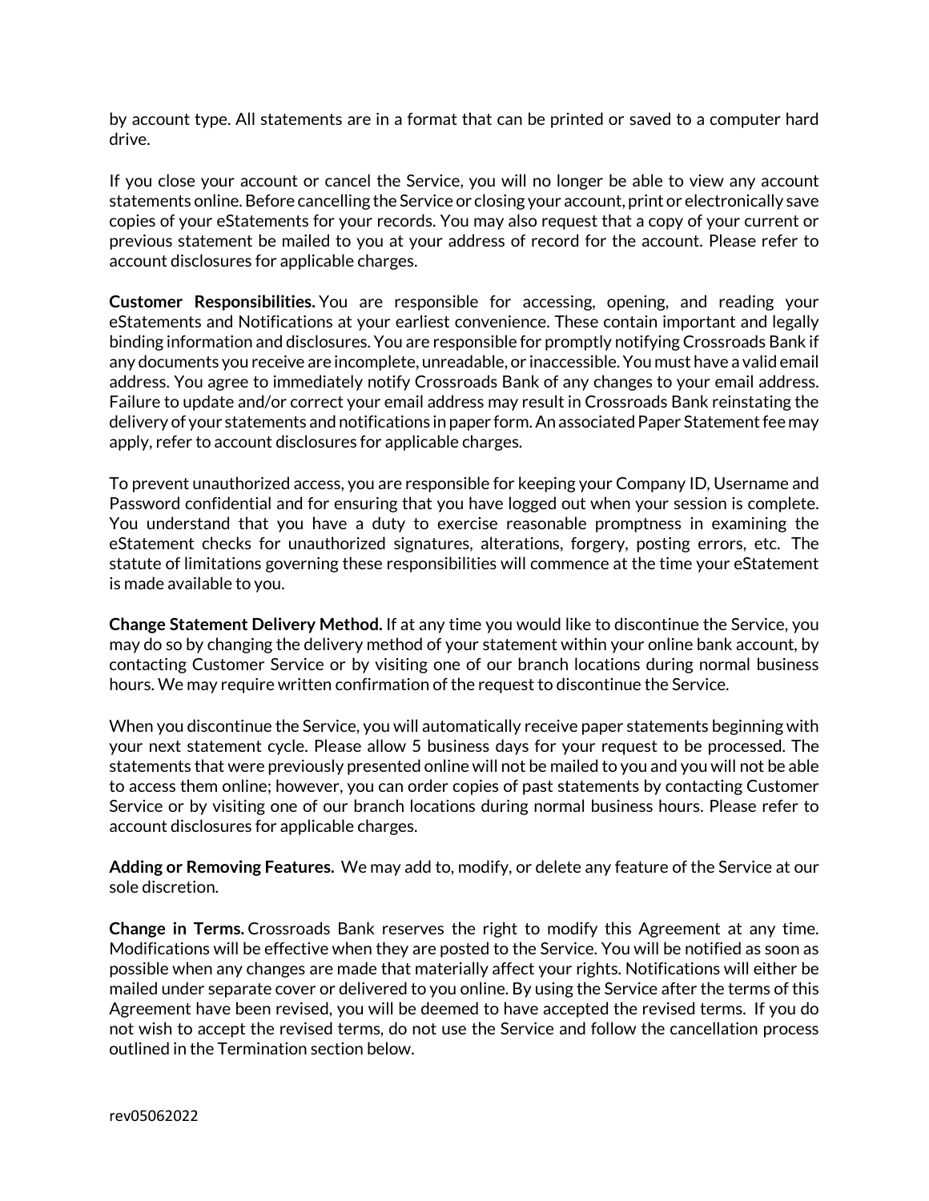by account type. All statements are in a format that can be printed or saved to a computer hard drive.

If you close your account or cancel the Service, you will no longer be able to view any account statements online. Before cancelling the Service or closing your account, print or electronically save copies of your eStatements for your records. You may also request that a copy of your current or previous statement be mailed to you at your address of record for the account. Please refer to account disclosures for applicable charges.

**Customer Responsibilities.** You are responsible for accessing, opening, and reading your eStatements and Notifications at your earliest convenience. These contain important and legally binding information and disclosures. You are responsible for promptly notifying Crossroads Bank if any documents you receive are incomplete, unreadable, or inaccessible. You must have a valid email address. You agree to immediately notify Crossroads Bank of any changes to your email address. Failure to update and/or correct your email address may result in Crossroads Bank reinstating the delivery of your statements and notifications in paper form. An associated Paper Statement fee may apply, refer to account disclosures for applicable charges.

To prevent unauthorized access, you are responsible for keeping your Company ID, Username and Password confidential and for ensuring that you have logged out when your session is complete. You understand that you have a duty to exercise reasonable promptness in examining the eStatement checks for unauthorized signatures, alterations, forgery, posting errors, etc. The statute of limitations governing these responsibilities will commence at the time your eStatement is made available to you.

**Change Statement Delivery Method.** If at any time you would like to discontinue the Service, you may do so by changing the delivery method of your statement within your online bank account, by contacting Customer Service or by visiting one of our branch locations during normal business hours. We may require written confirmation of the request to discontinue the Service.

When you discontinue the Service, you will automatically receive paper statements beginning with your next statement cycle. Please allow 5 business days for your request to be processed. The statements that were previously presented online will not be mailed to you and you will not be able to access them online; however, you can order copies of past statements by contacting Customer Service or by visiting one of our branch locations during normal business hours. Please refer to account disclosures for applicable charges.

**Adding or Removing Features.** We may add to, modify, or delete any feature of the Service at our sole discretion.

**Change in Terms.** Crossroads Bank reserves the right to modify this Agreement at any time. Modifications will be effective when they are posted to the Service. You will be notified as soon as possible when any changes are made that materially affect your rights. Notifications will either be mailed under separate cover or delivered to you online. By using the Service after the terms of this Agreement have been revised, you will be deemed to have accepted the revised terms. If you do not wish to accept the revised terms, do not use the Service and follow the cancellation process outlined in the Termination section below.

rev05062022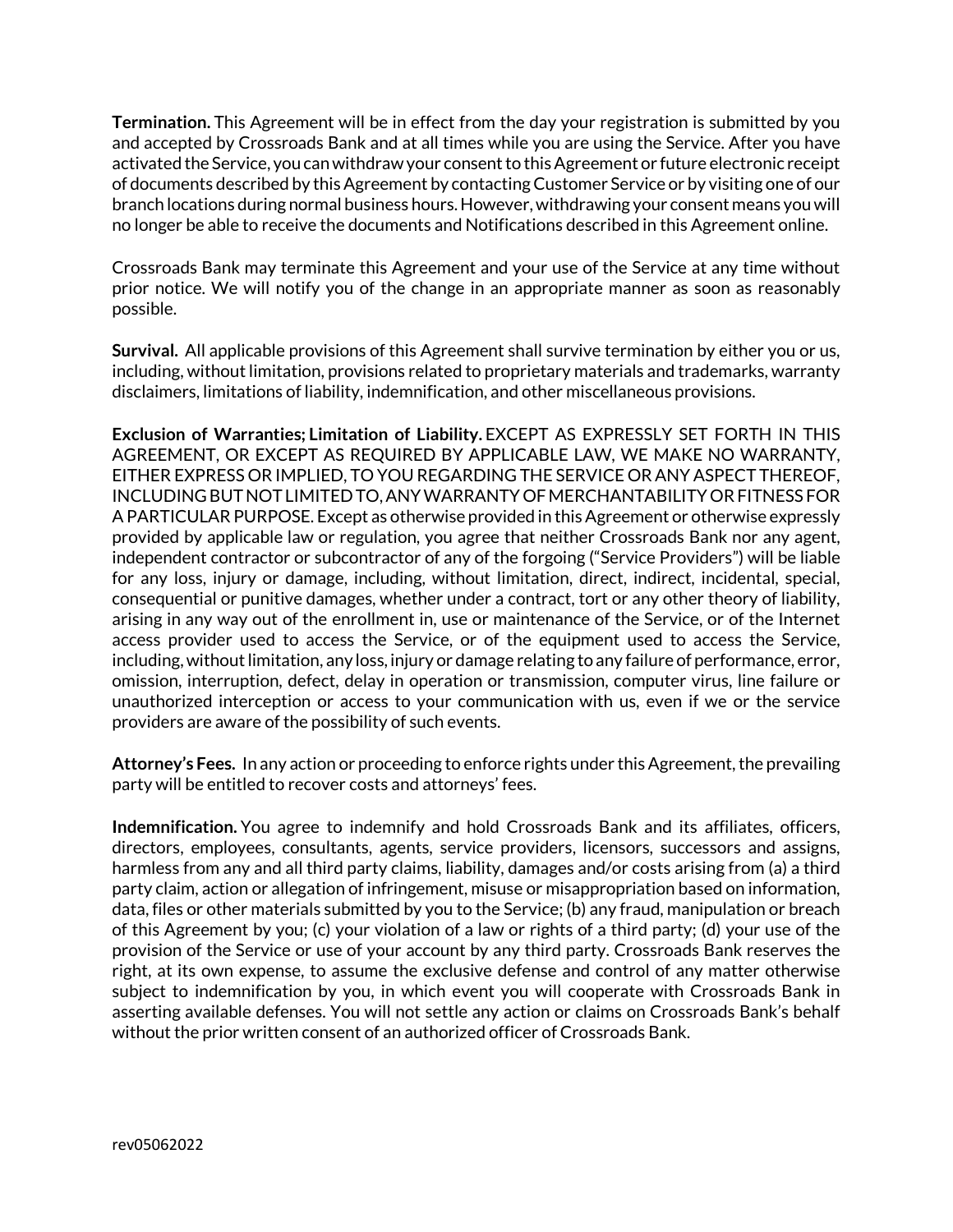**Termination.** This Agreement will be in effect from the day your registration is submitted by you and accepted by Crossroads Bank and at all times while you are using the Service. After you have activated the Service, you can withdraw your consent to this Agreement or future electronic receipt of documents described by this Agreement by contacting Customer Service or by visiting one of our branch locations during normal business hours. However, withdrawing your consent means you will no longer be able to receive the documents and Notifications described in this Agreement online.

Crossroads Bank may terminate this Agreement and your use of the Service at any time without prior notice. We will notify you of the change in an appropriate manner as soon as reasonably possible.

**Survival.** All applicable provisions of this Agreement shall survive termination by either you or us, including, without limitation, provisions related to proprietary materials and trademarks, warranty disclaimers, limitations of liability, indemnification, and other miscellaneous provisions.

**Exclusion of Warranties; Limitation of Liability.** EXCEPT AS EXPRESSLY SET FORTH IN THIS AGREEMENT, OR EXCEPT AS REQUIRED BY APPLICABLE LAW, WE MAKE NO WARRANTY, EITHER EXPRESS OR IMPLIED, TO YOU REGARDING THE SERVICE OR ANY ASPECT THEREOF, INCLUDING BUT NOT LIMITED TO, ANY WARRANTY OF MERCHANTABILITY OR FITNESS FOR A PARTICULAR PURPOSE. Except as otherwise provided in this Agreement or otherwise expressly provided by applicable law or regulation, you agree that neither Crossroads Bank nor any agent, independent contractor or subcontractor of any of the forgoing ("Service Providers") will be liable for any loss, injury or damage, including, without limitation, direct, indirect, incidental, special, consequential or punitive damages, whether under a contract, tort or any other theory of liability, arising in any way out of the enrollment in, use or maintenance of the Service, or of the Internet access provider used to access the Service, or of the equipment used to access the Service, including, without limitation, any loss, injury or damage relating to any failure of performance, error, omission, interruption, defect, delay in operation or transmission, computer virus, line failure or unauthorized interception or access to your communication with us, even if we or the service providers are aware of the possibility of such events.

**Attorney's Fees.** In any action or proceeding to enforce rights under this Agreement, the prevailing party will be entitled to recover costs and attorneys' fees.

**Indemnification.** You agree to indemnify and hold Crossroads Bank and its affiliates, officers, directors, employees, consultants, agents, service providers, licensors, successors and assigns, harmless from any and all third party claims, liability, damages and/or costs arising from (a) a third party claim, action or allegation of infringement, misuse or misappropriation based on information, data, files or other materials submitted by you to the Service; (b) any fraud, manipulation or breach of this Agreement by you; (c) your violation of a law or rights of a third party; (d) your use of the provision of the Service or use of your account by any third party. Crossroads Bank reserves the right, at its own expense, to assume the exclusive defense and control of any matter otherwise subject to indemnification by you, in which event you will cooperate with Crossroads Bank in asserting available defenses. You will not settle any action or claims on Crossroads Bank's behalf without the prior written consent of an authorized officer of Crossroads Bank.

rev05062022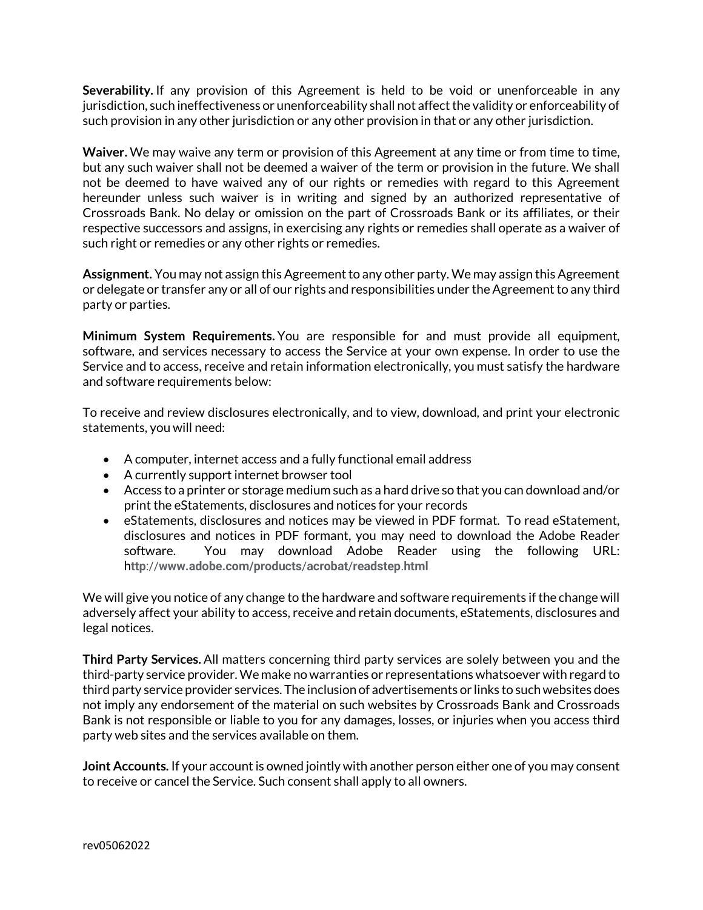**Severability.** If any provision of this Agreement is held to be void or unenforceable in any jurisdiction, such ineffectiveness or unenforceability shall not affect the validity or enforceability of such provision in any other jurisdiction or any other provision in that or any other jurisdiction.

**Waiver.** We may waive any term or provision of this Agreement at any time or from time to time, but any such waiver shall not be deemed a waiver of the term or provision in the future. We shall not be deemed to have waived any of our rights or remedies with regard to this Agreement hereunder unless such waiver is in writing and signed by an authorized representative of Crossroads Bank. No delay or omission on the part of Crossroads Bank or its affiliates, or their respective successors and assigns, in exercising any rights or remedies shall operate as a waiver of such right or remedies or any other rights or remedies.

**Assignment.** You may not assign this Agreement to any other party. We may assign this Agreement or delegate or transfer any or all of our rights and responsibilities under the Agreement to any third party or parties.

**Minimum System Requirements.** You are responsible for and must provide all equipment, software, and services necessary to access the Service at your own expense. In order to use the Service and to access, receive and retain information electronically, you must satisfy the hardware and software requirements below:

To receive and review disclosures electronically, and to view, download, and print your electronic statements, you will need:

- A computer, internet access and a fully functional email address
- A currently support internet browser tool
- Access to a printer or storage medium such as a hard drive so that you can download and/or print the eStatements, disclosures and notices for your records
- eStatements, disclosures and notices may be viewed in PDF format. To read eStatement, disclosures and notices in PDF formant, you may need to download the Adobe Reader software. You may download Adobe Reader using the following URL: http://www.adobe.com/products/acrobat/readstep.html

We will give you notice of any change to the hardware and software requirements if the change will adversely affect your ability to access, receive and retain documents, eStatements, disclosures and legal notices.

**Third Party Services.** All matters concerning third party services are solely between you and the third-party service provider. We make no warranties or representations whatsoever with regard to third party service provider services. The inclusion of advertisements or links to such websites does not imply any endorsement of the material on such websites by Crossroads Bank and Crossroads Bank is not responsible or liable to you for any damages, losses, or injuries when you access third party web sites and the services available on them.

**Joint Accounts.** If your account is owned jointly with another person either one of you may consent to receive or cancel the Service. Such consent shall apply to all owners.

rev05062022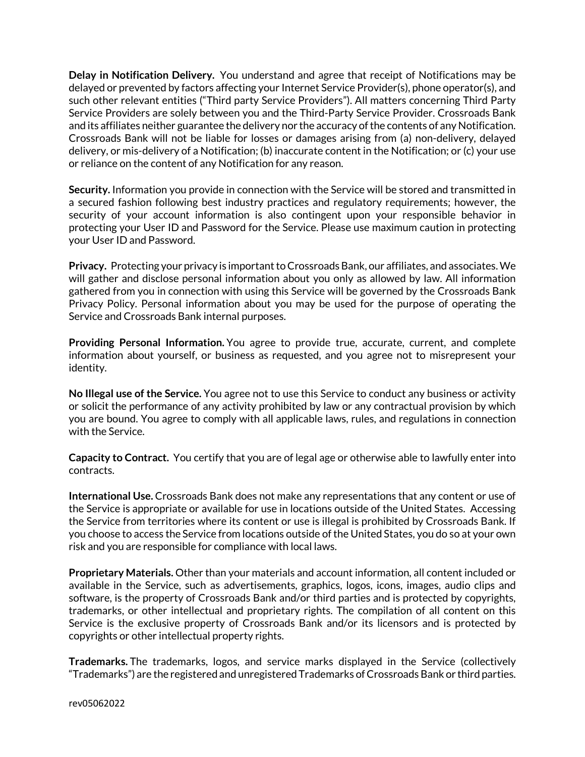**Delay in Notification Delivery.** You understand and agree that receipt of Notifications may be delayed or prevented by factors affecting your Internet Service Provider(s), phone operator(s), and such other relevant entities ("Third party Service Providers"). All matters concerning Third Party Service Providers are solely between you and the Third-Party Service Provider. Crossroads Bank and its affiliates neither guarantee the delivery nor the accuracy of the contents of any Notification. Crossroads Bank will not be liable for losses or damages arising from (a) non-delivery, delayed delivery, or mis-delivery of a Notification; (b) inaccurate content in the Notification; or (c) your use or reliance on the content of any Notification for any reason.

**Security.** Information you provide in connection with the Service will be stored and transmitted in a secured fashion following best industry practices and regulatory requirements; however, the security of your account information is also contingent upon your responsible behavior in protecting your User ID and Password for the Service. Please use maximum caution in protecting your User ID and Password.

**Privacy.** Protecting your privacy is important to Crossroads Bank, our affiliates, and associates. We will gather and disclose personal information about you only as allowed by law. All information gathered from you in connection with using this Service will be governed by the Crossroads Bank Privacy Policy. Personal information about you may be used for the purpose of operating the Service and Crossroads Bank internal purposes.

**Providing Personal Information.** You agree to provide true, accurate, current, and complete information about yourself, or business as requested, and you agree not to misrepresent your identity.

**No Illegal use of the Service.** You agree not to use this Service to conduct any business or activity or solicit the performance of any activity prohibited by law or any contractual provision by which you are bound. You agree to comply with all applicable laws, rules, and regulations in connection with the Service.

**Capacity to Contract.** You certify that you are of legal age or otherwise able to lawfully enter into contracts.

**International Use.** Crossroads Bank does not make any representations that any content or use of the Service is appropriate or available for use in locations outside of the United States. Accessing the Service from territories where its content or use is illegal is prohibited by Crossroads Bank. If you choose to access the Service from locations outside of the United States, you do so at your own risk and you are responsible for compliance with local laws.

**Proprietary Materials.** Other than your materials and account information, all content included or available in the Service, such as advertisements, graphics, logos, icons, images, audio clips and software, is the property of Crossroads Bank and/or third parties and is protected by copyrights, trademarks, or other intellectual and proprietary rights. The compilation of all content on this Service is the exclusive property of Crossroads Bank and/or its licensors and is protected by copyrights or other intellectual property rights.

**Trademarks.** The trademarks, logos, and service marks displayed in the Service (collectively "Trademarks") are the registered and unregistered Trademarks of Crossroads Bank or third parties.

rev05062022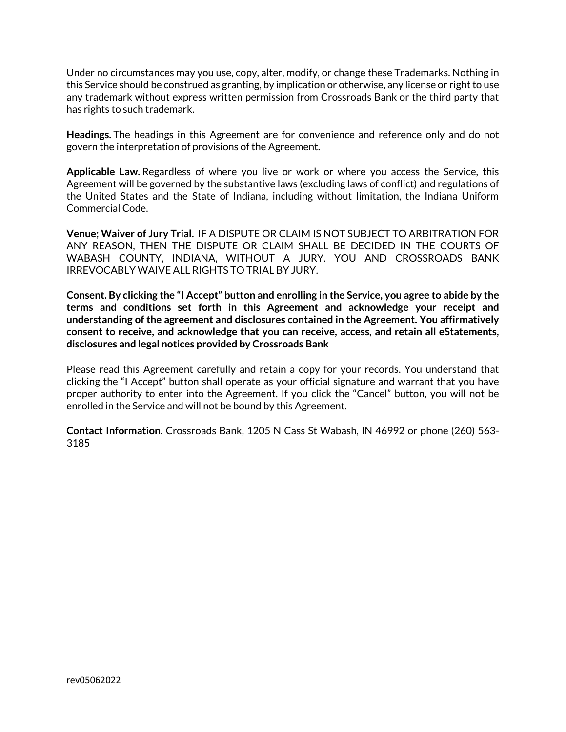Under no circumstances may you use, copy, alter, modify, or change these Trademarks. Nothing in this Service should be construed as granting, by implication or otherwise, any license or right to use any trademark without express written permission from Crossroads Bank or the third party that has rights to such trademark.

**Headings.** The headings in this Agreement are for convenience and reference only and do not govern the interpretation of provisions of the Agreement.

**Applicable Law.** Regardless of where you live or work or where you access the Service, this Agreement will be governed by the substantive laws (excluding laws of conflict) and regulations of the United States and the State of Indiana, including without limitation, the Indiana Uniform Commercial Code.

**Venue; Waiver of Jury Trial.** IF A DISPUTE OR CLAIM IS NOT SUBJECT TO ARBITRATION FOR ANY REASON, THEN THE DISPUTE OR CLAIM SHALL BE DECIDED IN THE COURTS OF WABASH COUNTY, INDIANA, WITHOUT A JURY. YOU AND CROSSROADS BANK IRREVOCABLY WAIVE ALL RIGHTS TO TRIAL BY JURY.

**Consent. By clicking the "I Accept" button and enrolling in the Service, you agree to abide by the terms and conditions set forth in this Agreement and acknowledge your receipt and understanding of the agreement and disclosures contained in the Agreement. You affirmatively consent to receive, and acknowledge that you can receive, access, and retain all eStatements, disclosures and legal notices provided by Crossroads Bank**

Please read this Agreement carefully and retain a copy for your records. You understand that clicking the "I Accept" button shall operate as your official signature and warrant that you have proper authority to enter into the Agreement. If you click the "Cancel" button, you will not be enrolled in the Service and will not be bound by this Agreement.

**Contact Information.** Crossroads Bank, 1205 N Cass St Wabash, IN 46992 or phone (260) 563-3185

rev05062022